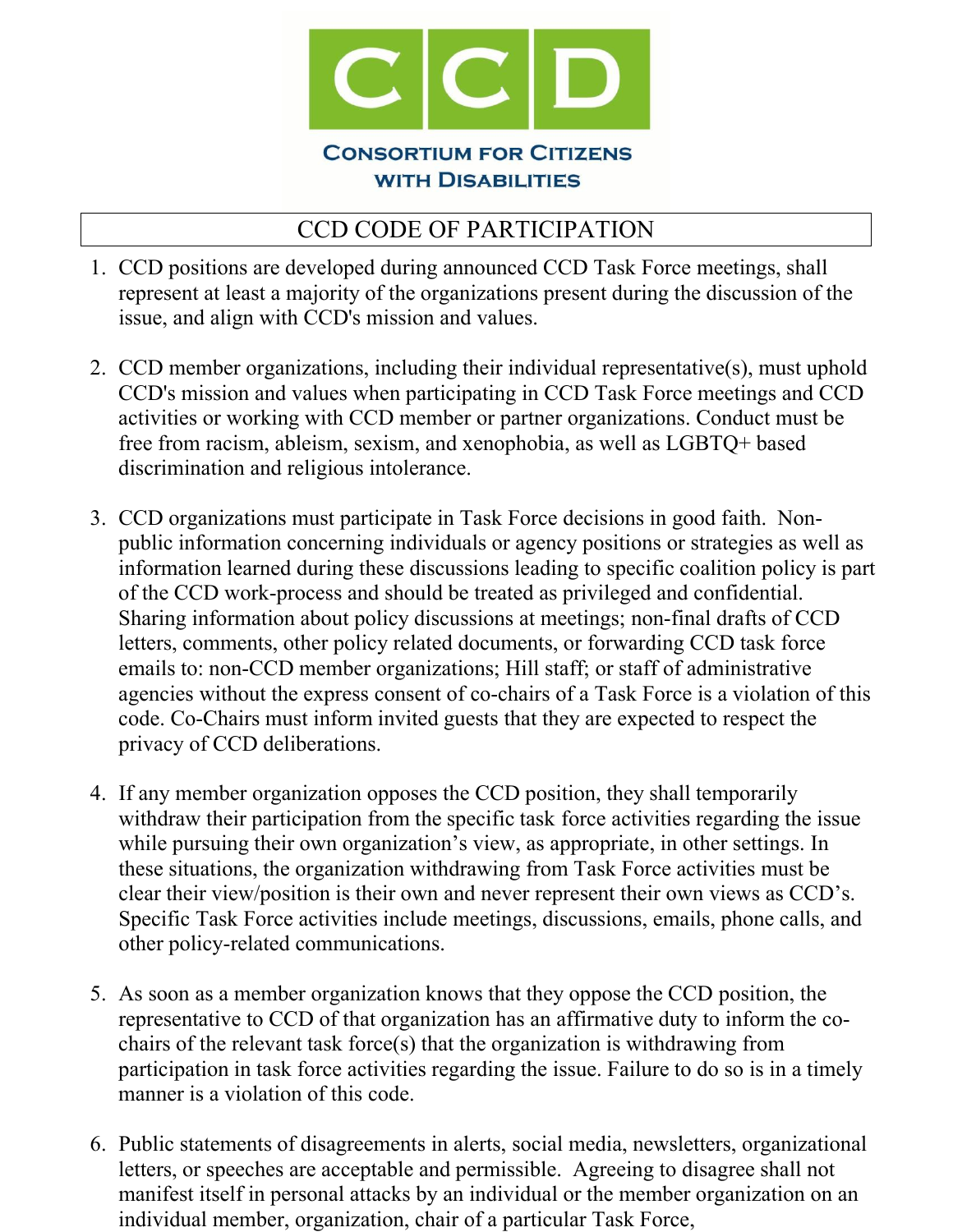CCD

CONSORTIUM FOR CITIZENS WITH DISABILITIES

# CCD CODE OF PARTICIPATION

1. CCD positions are developed during announced CCD Task Force meetings, shall represent at least a majority of the organizations present during the discussion of the issue, and align with CCD's mission and values.

2. CCD member organizations, including their individual representative(s), must uphold CCD's mission and values when participating in CCD Task Force meetings and CCD activities or working with CCD member or partner organizations. Conduct must be free from racism, ableism, sexism, and xenophobia, as well as LGBTQ+ based discrimination and religious intolerance.

3. CCD organizations must participate in Task Force decisions in good faith. Non-public information concerning individuals or agency positions or strategies as well as information learned during these discussions leading to specific coalition policy is part of the CCD work-process and should be treated as privileged and confidential. Sharing information about policy discussions at meetings; non-final drafts of CCD letters, comments, other policy related documents, or forwarding CCD task force emails to: non-CCD member organizations; Hill staff; or staff of administrative agencies without the express consent of co-chairs of a Task Force is a violation of this code. Co-Chairs must inform invited guests that they are expected to respect the privacy of CCD deliberations.

4. If any member organization opposes the CCD position, they shall temporarily withdraw their participation from the specific task force activities regarding the issue while pursuing their own organization's view, as appropriate, in other settings. In these situations, the organization withdrawing from Task Force activities must be clear their view/position is their own and never represent their own views as CCD's. Specific Task Force activities include meetings, discussions, emails, phone calls, and other policy-related communications.

5. As soon as a member organization knows that they oppose the CCD position, the representative to CCD of that organization has an affirmative duty to inform the co-chairs of the relevant task force(s) that the organization is withdrawing from participation in task force activities regarding the issue. Failure to do so is in a timely manner is a violation of this code.

6. Public statements of disagreements in alerts, social media, newsletters, organizational letters, or speeches are acceptable and permissible. Agreeing to disagree shall not manifest itself in personal attacks by an individual or the member organization on an individual member, organization, chair of a particular Task Force,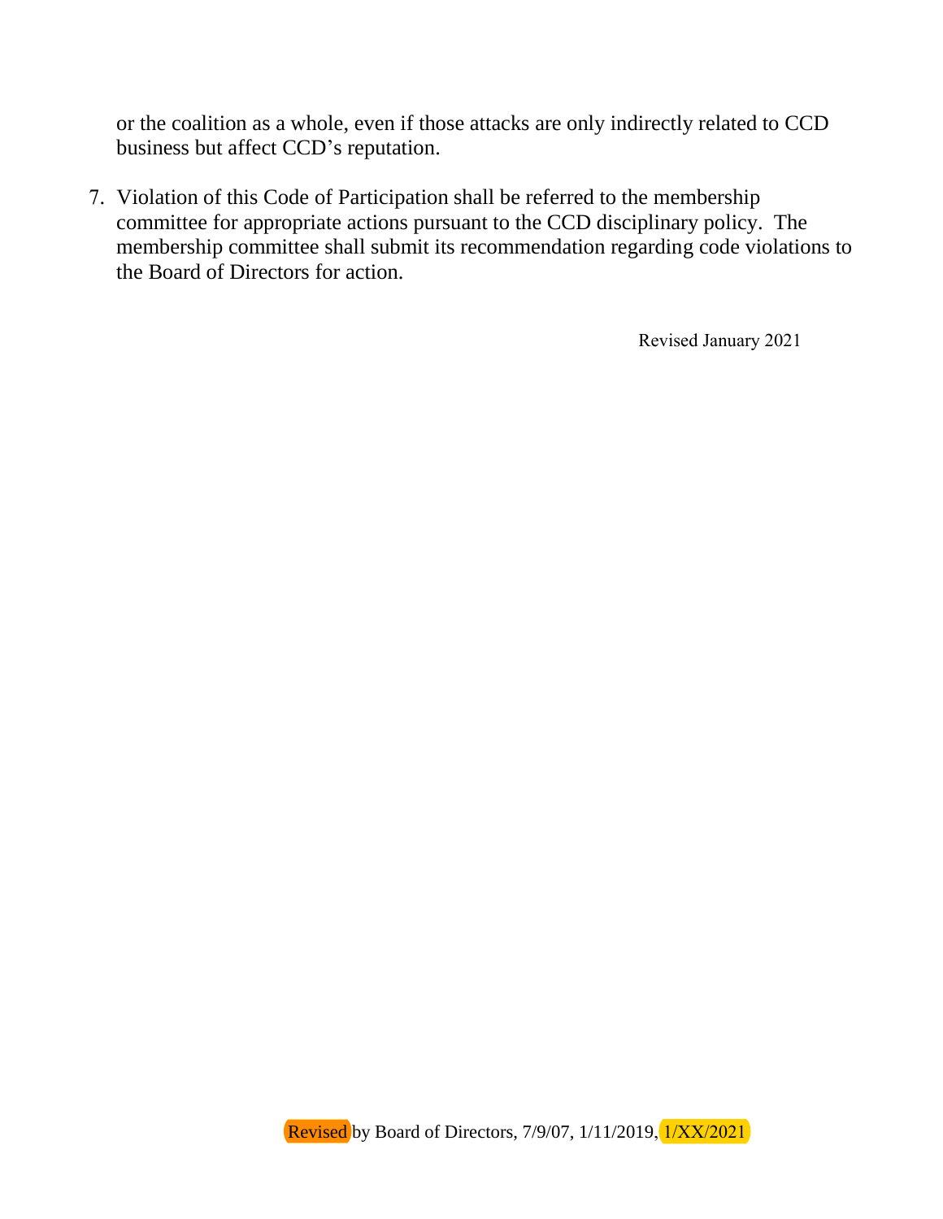or the coalition as a whole, even if those attacks are only indirectly related to CCD business but affect CCD's reputation.

7. Violation of this Code of Participation shall be referred to the membership committee for appropriate actions pursuant to the CCD disciplinary policy. The membership committee shall submit its recommendation regarding code violations to the Board of Directors for action.

Revised January 2021

Revised by Board of Directors, 7/9/07, 1/11/2019, 1/XX/2021